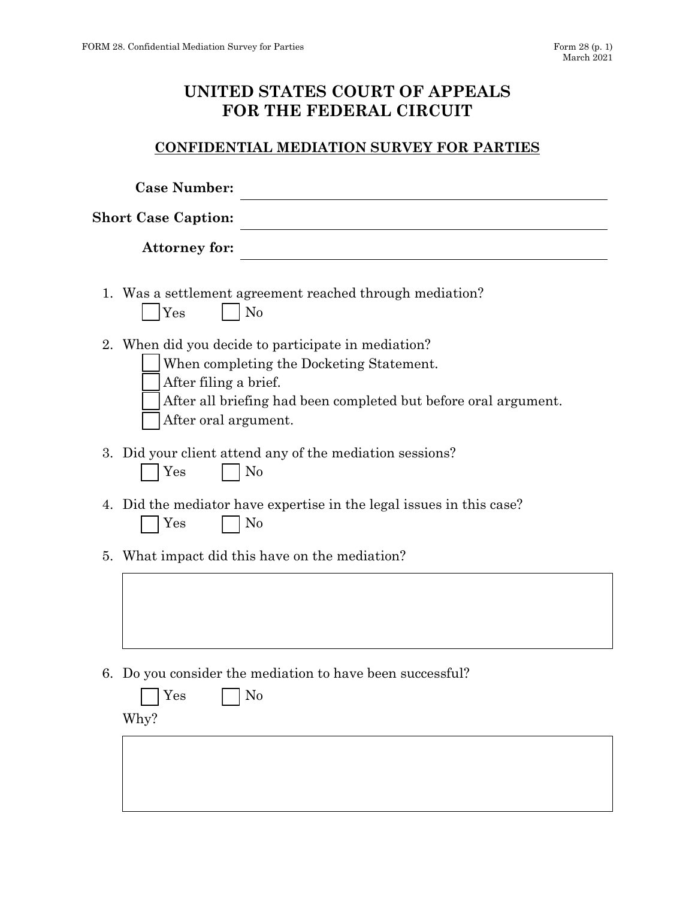# UNITED STATES COURT OF APPEALS FOR THE FEDERAL CIRCUIT

## CONFIDENTIAL MEDIATION SURVEY FOR PARTIES

**Case Number:** ______________________________

**Short Case Caption:** ______________________________

**Attorney for:** ______________________________

1. Was a settlement agreement reached through mediation?
   - ☐ Yes
   - ☐ No

2. When did you decide to participate in mediation?
   - ☐ When completing the Docketing Statement.
   - ☐ After filing a brief.
   - ☐ After all briefing had been completed but before oral argument.
   - ☐ After oral argument.

3. Did your client attend any of the mediation sessions?
   - ☐ Yes
   - ☐ No

4. Did the mediator have expertise in the legal issues in this case?
   - ☐ Yes
   - ☐ No

5. What impact did this have on the mediation?

6. Do you consider the mediation to have been successful?
   - ☐ Yes
   - ☐ No

   Why?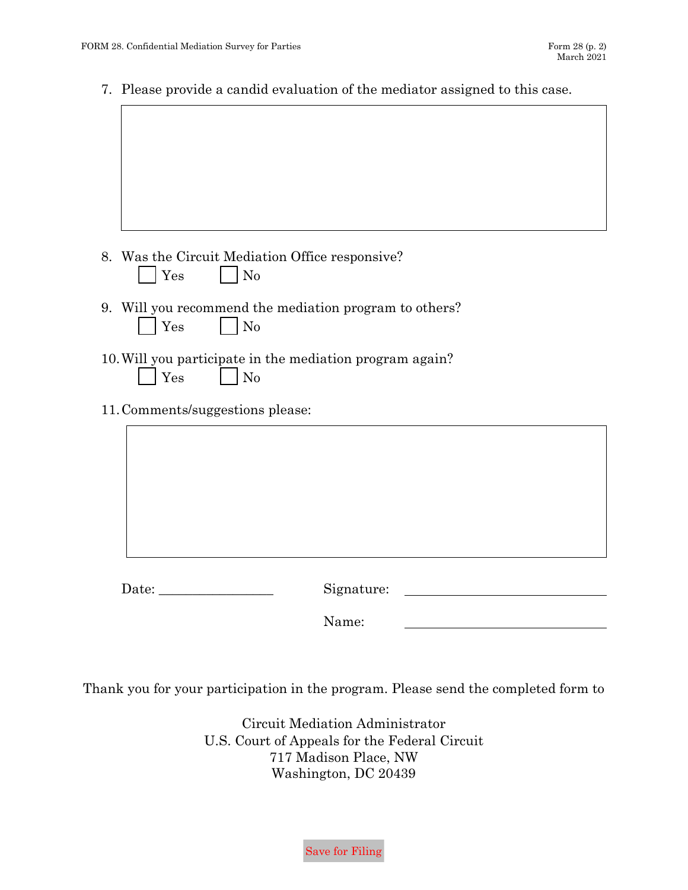7. Please provide a candid evaluation of the mediator assigned to this case.

8. Was the Circuit Mediation Office responsive?
   ☐ Yes ☐ No

9. Will you recommend the mediation program to others?
   ☐ Yes ☐ No

10. Will you participate in the mediation program again?
    ☐ Yes ☐ No

11. Comments/suggestions please:

Date: ________________ Signature: ______________________________

Name: ______________________________

Thank you for your participation in the program. Please send the completed form to

Circuit Mediation Administrator
U.S. Court of Appeals for the Federal Circuit
717 Madison Place, NW
Washington, DC 20439

Save for Filing